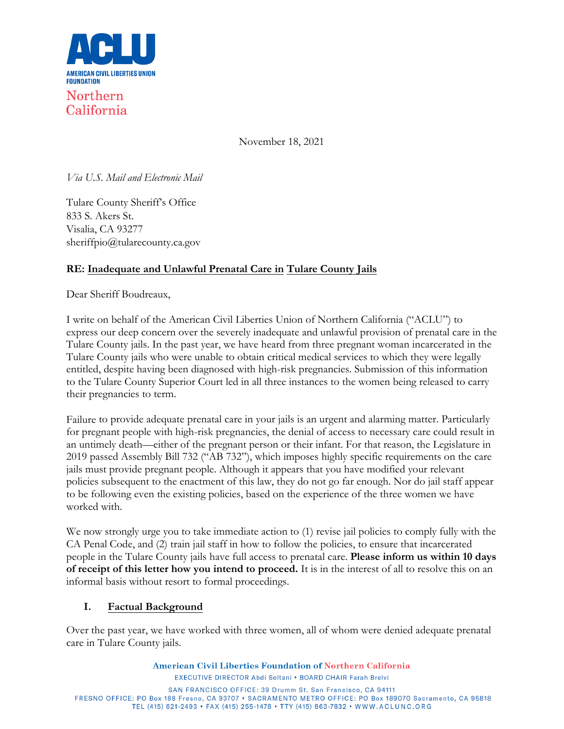**ACLU**

**AMERICAN CIVIL LIBERTIES UNION FOUNDATION**

Northern California

November 18, 2021

*Via U.S. Mail and Electronic Mail*

Tulare County Sheriff's Office
833 S. Akers St.
Visalia, CA 93277
sheriffpio@tularecounty.ca.gov

**RE: Inadequate and Unlawful Prenatal Care in Tulare County Jails**

Dear Sheriff Boudreaux,

I write on behalf of the American Civil Liberties Union of Northern California ("ACLU") to express our deep concern over the severely inadequate and unlawful provision of prenatal care in the Tulare County jails. In the past year, we have heard from three pregnant woman incarcerated in the Tulare County jails who were unable to obtain critical medical services to which they were legally entitled, despite having been diagnosed with high-risk pregnancies. Submission of this information to the Tulare County Superior Court led in all three instances to the women being released to carry their pregnancies to term.

Failure to provide adequate prenatal care in your jails is an urgent and alarming matter. Particularly for pregnant people with high-risk pregnancies, the denial of access to necessary care could result in an untimely death—either of the pregnant person or their infant. For that reason, the Legislature in 2019 passed Assembly Bill 732 ("AB 732"), which imposes highly specific requirements on the care jails must provide pregnant people. Although it appears that you have modified your relevant policies subsequent to the enactment of this law, they do not go far enough. Nor do jail staff appear to be following even the existing policies, based on the experience of the three women we have worked with.

We now strongly urge you to take immediate action to (1) revise jail policies to comply fully with the CA Penal Code, and (2) train jail staff in how to follow the policies, to ensure that incarcerated people in the Tulare County jails have full access to prenatal care. **Please inform us within 10 days of receipt of this letter how you intend to proceed.** It is in the interest of all to resolve this on an informal basis without resort to formal proceedings.

## I. Factual Background

Over the past year, we have worked with three women, all of whom were denied adequate prenatal care in Tulare County jails.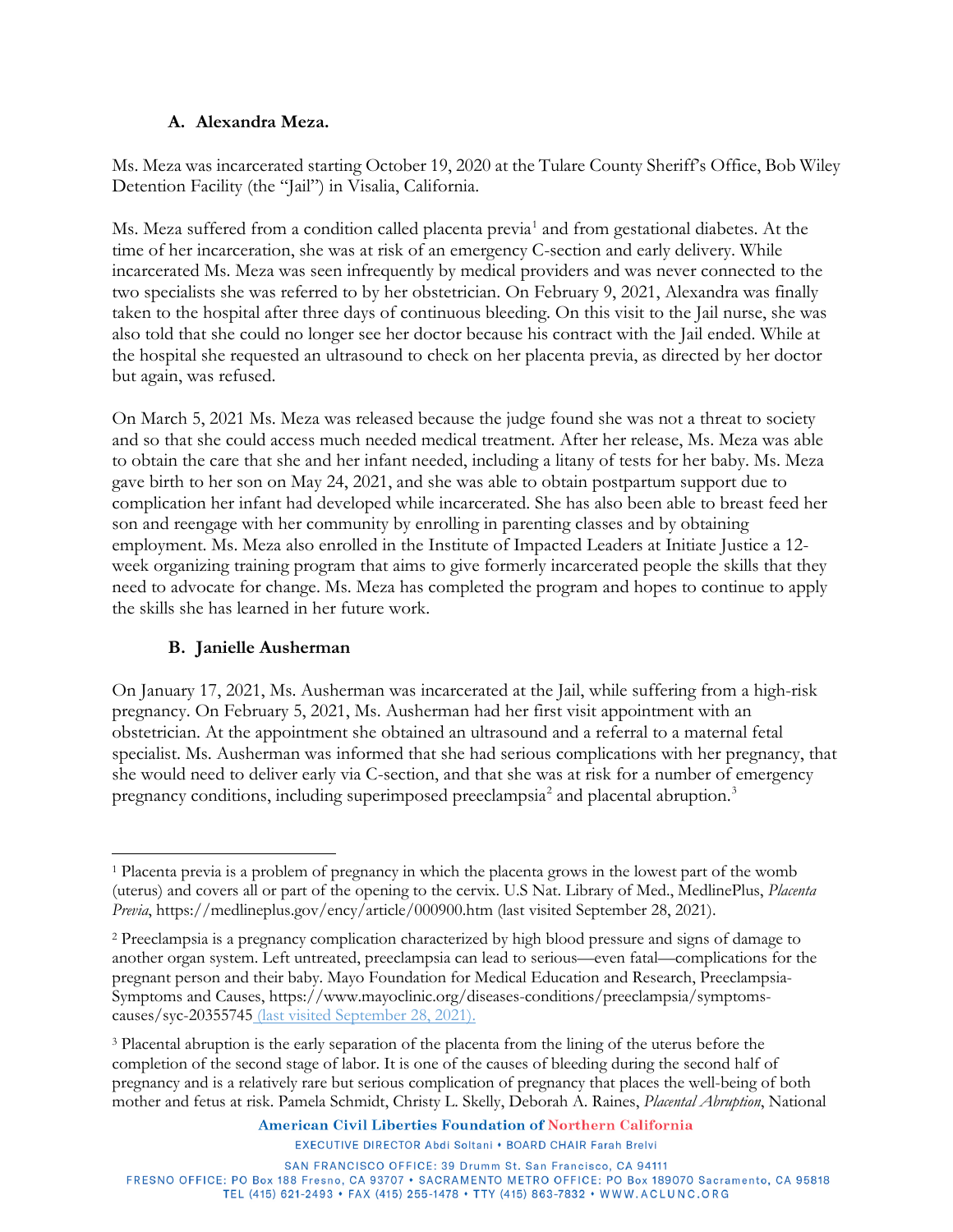### A. Alexandra Meza.

Ms. Meza was incarcerated starting October 19, 2020 at the Tulare County Sheriff's Office, Bob Wiley Detention Facility (the "Jail") in Visalia, California.

Ms. Meza suffered from a condition called placenta previa[1] and from gestational diabetes. At the time of her incarceration, she was at risk of an emergency C-section and early delivery. While incarcerated Ms. Meza was seen infrequently by medical providers and was never connected to the two specialists she was referred to by her obstetrician. On February 9, 2021, Alexandra was finally taken to the hospital after three days of continuous bleeding. On this visit to the Jail nurse, she was also told that she could no longer see her doctor because his contract with the Jail ended. While at the hospital she requested an ultrasound to check on her placenta previa, as directed by her doctor but again, was refused.

On March 5, 2021 Ms. Meza was released because the judge found she was not a threat to society and so that she could access much needed medical treatment. After her release, Ms. Meza was able to obtain the care that she and her infant needed, including a litany of tests for her baby. Ms. Meza gave birth to her son on May 24, 2021, and she was able to obtain postpartum support due to complication her infant had developed while incarcerated. She has also been able to breast feed her son and reengage with her community by enrolling in parenting classes and by obtaining employment. Ms. Meza also enrolled in the Institute of Impacted Leaders at Initiate Justice a 12-week organizing training program that aims to give formerly incarcerated people the skills that they need to advocate for change. Ms. Meza has completed the program and hopes to continue to apply the skills she has learned in her future work.

### B. Janielle Ausherman

On January 17, 2021, Ms. Ausherman was incarcerated at the Jail, while suffering from a high-risk pregnancy. On February 5, 2021, Ms. Ausherman had her first visit appointment with an obstetrician. At the appointment she obtained an ultrasound and a referral to a maternal fetal specialist. Ms. Ausherman was informed that she had serious complications with her pregnancy, that she would need to deliver early via C-section, and that she was at risk for a number of emergency pregnancy conditions, including superimposed preeclampsia[2] and placental abruption.[3]

---

[1] Placenta previa is a problem of pregnancy in which the placenta grows in the lowest part of the womb (uterus) and covers all or part of the opening to the cervix. U.S Nat. Library of Med., MedlinePlus, *Placenta Previa*, https://medlineplus.gov/ency/article/000900.htm (last visited September 28, 2021).

[2] Preeclampsia is a pregnancy complication characterized by high blood pressure and signs of damage to another organ system. Left untreated, preeclampsia can lead to serious—even fatal—complications for the pregnant person and their baby. Mayo Foundation for Medical Education and Research, Preeclampsia-Symptoms and Causes, https://www.mayoclinic.org/diseases-conditions/preeclampsia/symptoms-causes/syc-20355745 (last visited September 28, 2021).

[3] Placental abruption is the early separation of the placenta from the lining of the uterus before the completion of the second stage of labor. It is one of the causes of bleeding during the second half of pregnancy and is a relatively rare but serious complication of pregnancy that places the well-being of both mother and fetus at risk. Pamela Schmidt, Christy L. Skelly, Deborah A. Raines, *Placental Abruption*, National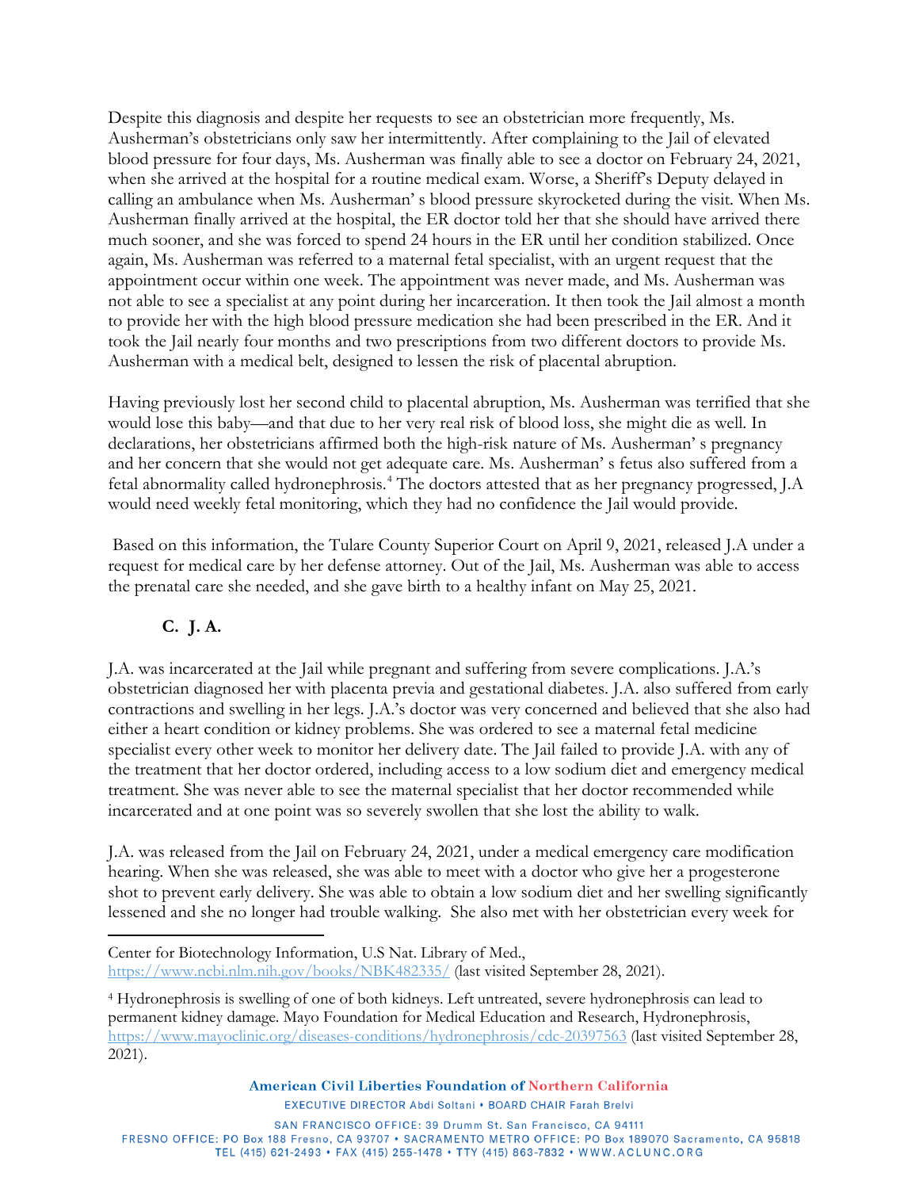Despite this diagnosis and despite her requests to see an obstetrician more frequently, Ms. Ausherman's obstetricians only saw her intermittently. After complaining to the Jail of elevated blood pressure for four days, Ms. Ausherman was finally able to see a doctor on February 24, 2021, when she arrived at the hospital for a routine medical exam. Worse, a Sheriff's Deputy delayed in calling an ambulance when Ms. Ausherman' s blood pressure skyrocketed during the visit. When Ms. Ausherman finally arrived at the hospital, the ER doctor told her that she should have arrived there much sooner, and she was forced to spend 24 hours in the ER until her condition stabilized. Once again, Ms. Ausherman was referred to a maternal fetal specialist, with an urgent request that the appointment occur within one week. The appointment was never made, and Ms. Ausherman was not able to see a specialist at any point during her incarceration. It then took the Jail almost a month to provide her with the high blood pressure medication she had been prescribed in the ER. And it took the Jail nearly four months and two prescriptions from two different doctors to provide Ms. Ausherman with a medical belt, designed to lessen the risk of placental abruption.

Having previously lost her second child to placental abruption, Ms. Ausherman was terrified that she would lose this baby—and that due to her very real risk of blood loss, she might die as well. In declarations, her obstetricians affirmed both the high-risk nature of Ms. Ausherman' s pregnancy and her concern that she would not get adequate care. Ms. Ausherman' s fetus also suffered from a fetal abnormality called hydronephrosis.[4] The doctors attested that as her pregnancy progressed, J.A would need weekly fetal monitoring, which they had no confidence the Jail would provide.

Based on this information, the Tulare County Superior Court on April 9, 2021, released J.A under a request for medical care by her defense attorney. Out of the Jail, Ms. Ausherman was able to access the prenatal care she needed, and she gave birth to a healthy infant on May 25, 2021.

### C. J. A.

J.A. was incarcerated at the Jail while pregnant and suffering from severe complications. J.A.'s obstetrician diagnosed her with placenta previa and gestational diabetes. J.A. also suffered from early contractions and swelling in her legs. J.A.'s doctor was very concerned and believed that she also had either a heart condition or kidney problems. She was ordered to see a maternal fetal medicine specialist every other week to monitor her delivery date. The Jail failed to provide J.A. with any of the treatment that her doctor ordered, including access to a low sodium diet and emergency medical treatment. She was never able to see the maternal specialist that her doctor recommended while incarcerated and at one point was so severely swollen that she lost the ability to walk.

J.A. was released from the Jail on February 24, 2021, under a medical emergency care modification hearing. When she was released, she was able to meet with a doctor who give her a progesterone shot to prevent early delivery. She was able to obtain a low sodium diet and her swelling significantly lessened and she no longer had trouble walking. She also met with her obstetrician every week for

---

Center for Biotechnology Information, U.S Nat. Library of Med., https://www.ncbi.nlm.nih.gov/books/NBK482335/ (last visited September 28, 2021).

[4] Hydronephrosis is swelling of one of both kidneys. Left untreated, severe hydronephrosis can lead to permanent kidney damage. Mayo Foundation for Medical Education and Research, Hydronephrosis, https://www.mayoclinic.org/diseases-conditions/hydronephrosis/cdc-20397563 (last visited September 28, 2021).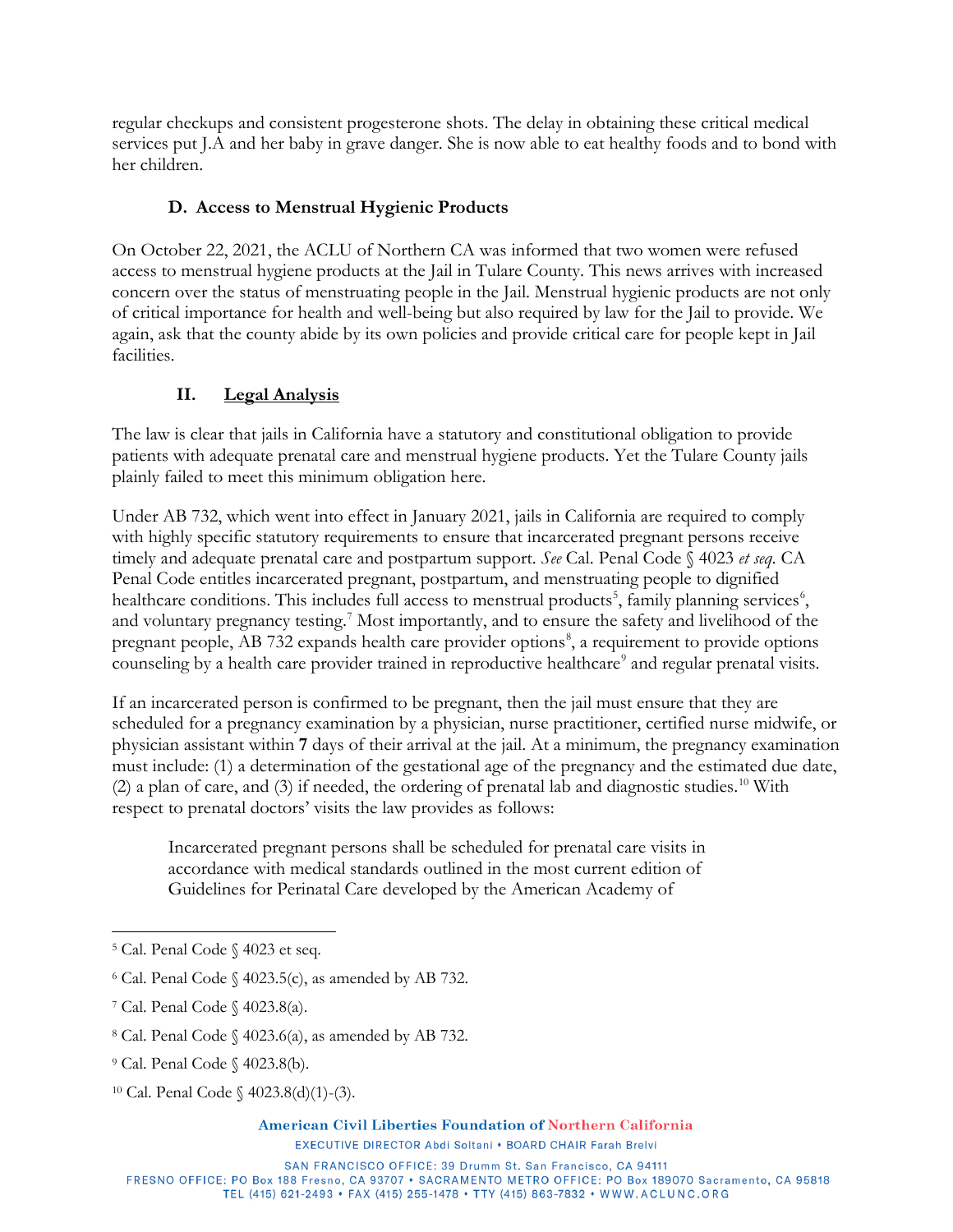regular checkups and consistent progesterone shots. The delay in obtaining these critical medical services put J.A and her baby in grave danger. She is now able to eat healthy foods and to bond with her children.

### D. Access to Menstrual Hygienic Products

On October 22, 2021, the ACLU of Northern CA was informed that two women were refused access to menstrual hygiene products at the Jail in Tulare County. This news arrives with increased concern over the status of menstruating people in the Jail. Menstrual hygienic products are not only of critical importance for health and well-being but also required by law for the Jail to provide. We again, ask that the county abide by its own policies and provide critical care for people kept in Jail facilities.

## II. Legal Analysis

The law is clear that jails in California have a statutory and constitutional obligation to provide patients with adequate prenatal care and menstrual hygiene products. Yet the Tulare County jails plainly failed to meet this minimum obligation here.

Under AB 732, which went into effect in January 2021, jails in California are required to comply with highly specific statutory requirements to ensure that incarcerated pregnant persons receive timely and adequate prenatal care and postpartum support. *See* Cal. Penal Code § 4023 *et seq.* CA Penal Code entitles incarcerated pregnant, postpartum, and menstruating people to dignified healthcare conditions. This includes full access to menstrual products[5], family planning services[6], and voluntary pregnancy testing.[7] Most importantly, and to ensure the safety and livelihood of the pregnant people, AB 732 expands health care provider options[8], a requirement to provide options counseling by a health care provider trained in reproductive healthcare[9] and regular prenatal visits.

If an incarcerated person is confirmed to be pregnant, then the jail must ensure that they are scheduled for a pregnancy examination by a physician, nurse practitioner, certified nurse midwife, or physician assistant within **7** days of their arrival at the jail. At a minimum, the pregnancy examination must include: (1) a determination of the gestational age of the pregnancy and the estimated due date, (2) a plan of care, and (3) if needed, the ordering of prenatal lab and diagnostic studies.[10] With respect to prenatal doctors' visits the law provides as follows:

> Incarcerated pregnant persons shall be scheduled for prenatal care visits in accordance with medical standards outlined in the most current edition of Guidelines for Perinatal Care developed by the American Academy of

---

[5] Cal. Penal Code § 4023 et seq.

[6] Cal. Penal Code § 4023.5(c), as amended by AB 732.

[7] Cal. Penal Code § 4023.8(a).

[8] Cal. Penal Code § 4023.6(a), as amended by AB 732.

[9] Cal. Penal Code § 4023.8(b).

[10] Cal. Penal Code § 4023.8(d)(1)-(3).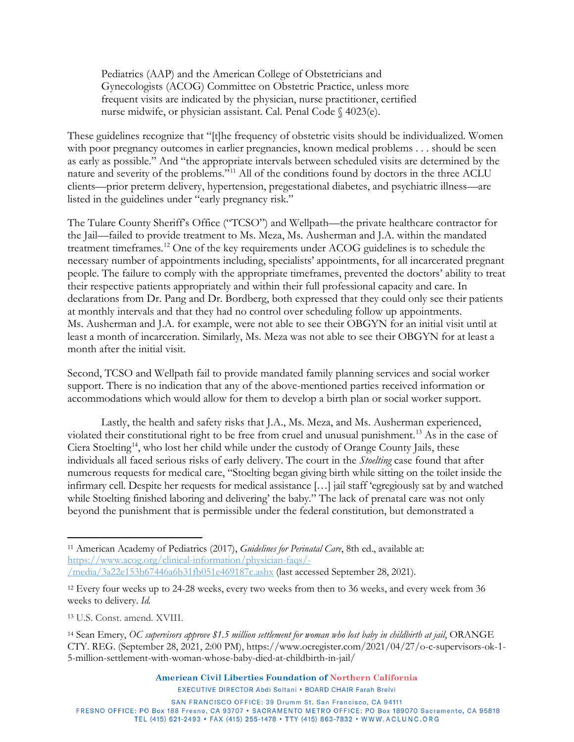Pediatrics (AAP) and the American College of Obstetricians and Gynecologists (ACOG) Committee on Obstetric Practice, unless more frequent visits are indicated by the physician, nurse practitioner, certified nurse midwife, or physician assistant. Cal. Penal Code § 4023(e).

These guidelines recognize that "[t]he frequency of obstetric visits should be individualized. Women with poor pregnancy outcomes in earlier pregnancies, known medical problems . . . should be seen as early as possible." And "the appropriate intervals between scheduled visits are determined by the nature and severity of the problems."[11] All of the conditions found by doctors in the three ACLU clients—prior preterm delivery, hypertension, pregestational diabetes, and psychiatric illness—are listed in the guidelines under "early pregnancy risk."

The Tulare County Sheriff's Office ("TCSO") and Wellpath—the private healthcare contractor for the Jail—failed to provide treatment to Ms. Meza, Ms. Ausherman and J.A. within the mandated treatment timeframes.[12] One of the key requirements under ACOG guidelines is to schedule the necessary number of appointments including, specialists' appointments, for all incarcerated pregnant people. The failure to comply with the appropriate timeframes, prevented the doctors' ability to treat their respective patients appropriately and within their full professional capacity and care. In declarations from Dr. Pang and Dr. Bordberg, both expressed that they could only see their patients at monthly intervals and that they had no control over scheduling follow up appointments. Ms. Ausherman and J.A. for example, were not able to see their OBGYN for an initial visit until at least a month of incarceration. Similarly, Ms. Meza was not able to see their OBGYN for at least a month after the initial visit.

Second, TCSO and Wellpath fail to provide mandated family planning services and social worker support. There is no indication that any of the above-mentioned parties received information or accommodations which would allow for them to develop a birth plan or social worker support.

Lastly, the health and safety risks that J.A., Ms. Meza, and Ms. Ausherman experienced, violated their constitutional right to be free from cruel and unusual punishment.[13] As in the case of Ciera Stoelting[14], who lost her child while under the custody of Orange County Jails, these individuals all faced serious risks of early delivery. The court in the *Stoelting* case found that after numerous requests for medical care, "Stoelting began giving birth while sitting on the toilet inside the infirmary cell. Despite her requests for medical assistance […] jail staff 'egregiously sat by and watched while Stoelting finished laboring and delivering' the baby." The lack of prenatal care was not only beyond the punishment that is permissible under the federal constitution, but demonstrated a

---

[11] American Academy of Pediatrics (2017), *Guidelines for Perinatal Care*, 8th ed., available at: https://www.acog.org/clinical-information/physician-faqs/-/media/3a22e153b67446a6b31fb051e469187c.ashx (last accessed September 28, 2021).

[12] Every four weeks up to 24-28 weeks, every two weeks from then to 36 weeks, and every week from 36 weeks to delivery. *Id.*

[13] U.S. Const. amend. XVIII.

[14] Sean Emery, *OC supervisors approve $1.5 million settlement for woman who lost baby in childbirth at jail*, ORANGE CTY. REG. (September 28, 2021, 2:00 PM), https://www.ocregister.com/2021/04/27/o-c-supervisors-ok-1-5-million-settlement-with-woman-whose-baby-died-at-childbirth-in-jail/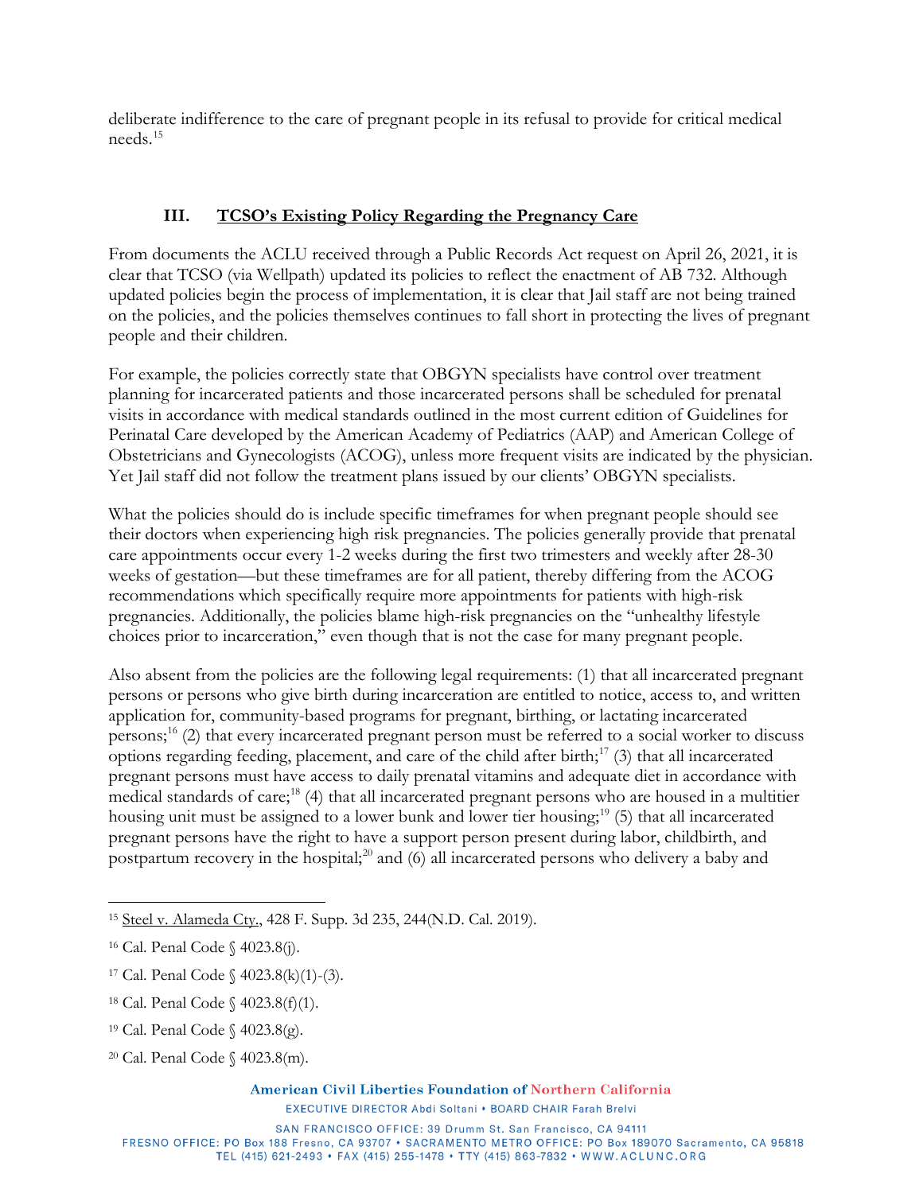deliberate indifference to the care of pregnant people in its refusal to provide for critical medical needs.[15]

## III. TCSO's Existing Policy Regarding the Pregnancy Care

From documents the ACLU received through a Public Records Act request on April 26, 2021, it is clear that TCSO (via Wellpath) updated its policies to reflect the enactment of AB 732. Although updated policies begin the process of implementation, it is clear that Jail staff are not being trained on the policies, and the policies themselves continues to fall short in protecting the lives of pregnant people and their children.

For example, the policies correctly state that OBGYN specialists have control over treatment planning for incarcerated patients and those incarcerated persons shall be scheduled for prenatal visits in accordance with medical standards outlined in the most current edition of Guidelines for Perinatal Care developed by the American Academy of Pediatrics (AAP) and American College of Obstetricians and Gynecologists (ACOG), unless more frequent visits are indicated by the physician. Yet Jail staff did not follow the treatment plans issued by our clients' OBGYN specialists.

What the policies should do is include specific timeframes for when pregnant people should see their doctors when experiencing high risk pregnancies. The policies generally provide that prenatal care appointments occur every 1-2 weeks during the first two trimesters and weekly after 28-30 weeks of gestation—but these timeframes are for all patient, thereby differing from the ACOG recommendations which specifically require more appointments for patients with high-risk pregnancies. Additionally, the policies blame high-risk pregnancies on the "unhealthy lifestyle choices prior to incarceration," even though that is not the case for many pregnant people.

Also absent from the policies are the following legal requirements: (1) that all incarcerated pregnant persons or persons who give birth during incarceration are entitled to notice, access to, and written application for, community-based programs for pregnant, birthing, or lactating incarcerated persons;[16] (2) that every incarcerated pregnant person must be referred to a social worker to discuss options regarding feeding, placement, and care of the child after birth;[17] (3) that all incarcerated pregnant persons must have access to daily prenatal vitamins and adequate diet in accordance with medical standards of care;[18] (4) that all incarcerated pregnant persons who are housed in a multitier housing unit must be assigned to a lower bunk and lower tier housing;[19] (5) that all incarcerated pregnant persons have the right to have a support person present during labor, childbirth, and postpartum recovery in the hospital;[20] and (6) all incarcerated persons who delivery a baby and

---

[15] Steel v. Alameda Cty., 428 F. Supp. 3d 235, 244(N.D. Cal. 2019).

[16] Cal. Penal Code § 4023.8(j).

[17] Cal. Penal Code § 4023.8(k)(1)-(3).

[18] Cal. Penal Code § 4023.8(f)(1).

[19] Cal. Penal Code § 4023.8(g).

[20] Cal. Penal Code § 4023.8(m).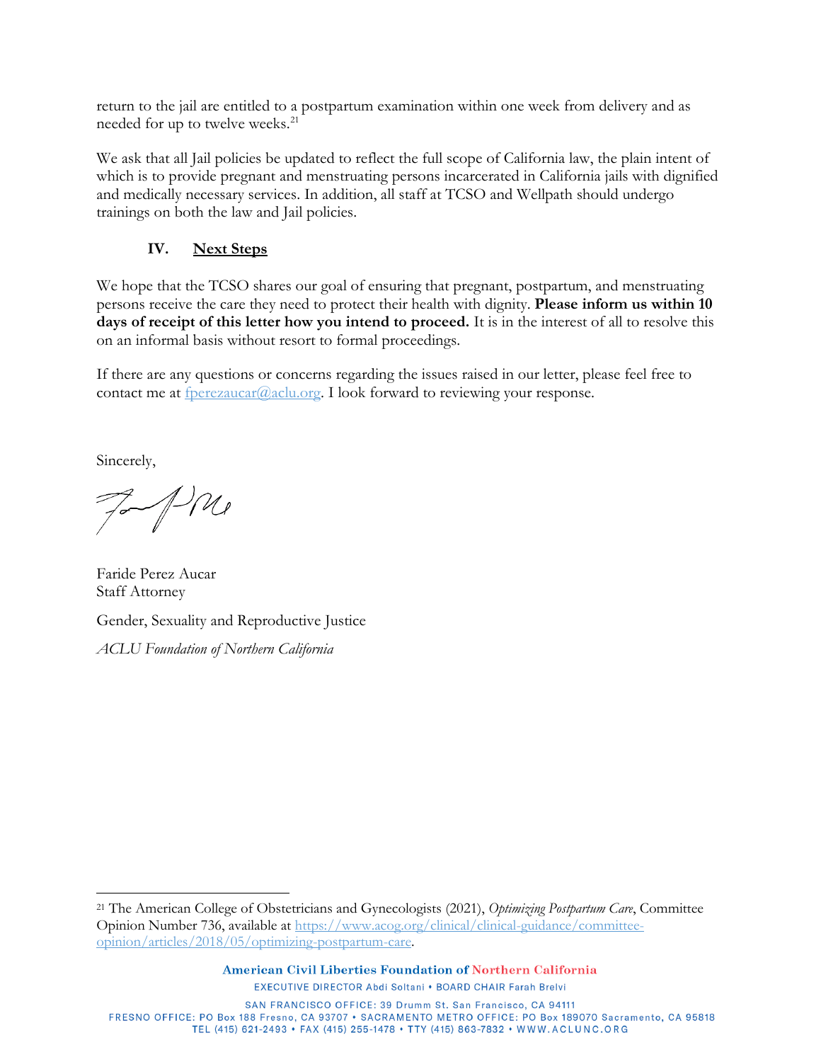return to the jail are entitled to a postpartum examination within one week from delivery and as needed for up to twelve weeks.[21]

We ask that all Jail policies be updated to reflect the full scope of California law, the plain intent of which is to provide pregnant and menstruating persons incarcerated in California jails with dignified and medically necessary services. In addition, all staff at TCSO and Wellpath should undergo trainings on both the law and Jail policies.

## IV. Next Steps

We hope that the TCSO shares our goal of ensuring that pregnant, postpartum, and menstruating persons receive the care they need to protect their health with dignity. **Please inform us within 10 days of receipt of this letter how you intend to proceed.** It is in the interest of all to resolve this on an informal basis without resort to formal proceedings.

If there are any questions or concerns regarding the issues raised in our letter, please feel free to contact me at fperezaucar@aclu.org. I look forward to reviewing your response.

Sincerely,

Faride Perez Aucar
Staff Attorney

Gender, Sexuality and Reproductive Justice

*ACLU Foundation of Northern California*

---

[21] The American College of Obstetricians and Gynecologists (2021), *Optimizing Postpartum Care*, Committee Opinion Number 736, available at https://www.acog.org/clinical/clinical-guidance/committee-opinion/articles/2018/05/optimizing-postpartum-care.